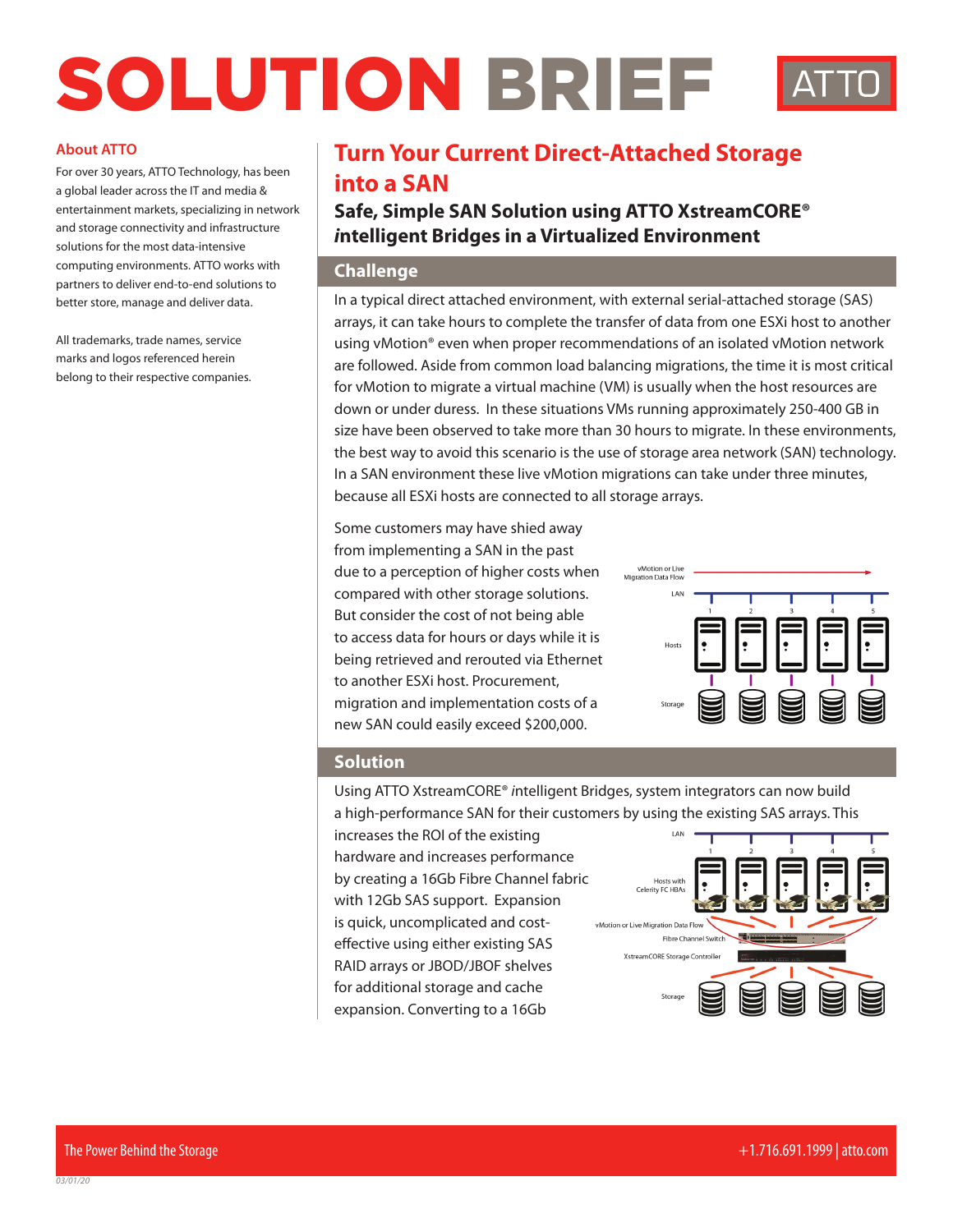# SOLUTION BRIEF

ATTO

## About ATTO

For over 30 years, ATTO Technology, has been a global leader across the IT and media & entertainment markets, specializing in network and storage connectivity and infrastructure solutions for the most data-intensive computing environments. ATTO works with partners to deliver end-to-end solutions to better store, manage and deliver data.

All trademarks, trade names, service marks and logos referenced herein belong to their respective companies.

## Turn Your Current Direct-Attached Storage into a SAN

### Safe, Simple SAN Solution using ATTO XstreamCORE® *i*ntelligent Bridges in a Virtualized Environment

## Challenge

In a typical direct attached environment, with external serial-attached storage (SAS) arrays, it can take hours to complete the transfer of data from one ESXi host to another using vMotion® even when proper recommendations of an isolated vMotion network are followed. Aside from common load balancing migrations, the time it is most critical for vMotion to migrate a virtual machine (VM) is usually when the host resources are down or under duress. In these situations VMs running approximately 250-400 GB in size have been observed to take more than 30 hours to migrate. In these environments, the best way to avoid this scenario is the use of storage area network (SAN) technology. In a SAN environment these live vMotion migrations can take under three minutes, because all ESXi hosts are connected to all storage arrays.

Some customers may have shied away from implementing a SAN in the past due to a perception of higher costs when compared with other storage solutions. But consider the cost of not being able to access data for hours or days while it is being retrieved and rerouted via Ethernet to another ESXi host. Procurement, migration and implementation costs of a new SAN could easily exceed $200,000.

## Solution

Using ATTO XstreamCORE® *i*ntelligent Bridges, system integrators can now build a high-performance SAN for their customers by using the existing SAS arrays. This increases the ROI of the existing hardware and increases performance by creating a 16Gb Fibre Channel fabric with 12Gb SAS support. Expansion is quick, uncomplicated and cost-effective using either existing SAS RAID arrays or JBOD/JBOF shelves for additional storage and cache expansion. Converting to a 16Gb

The Power Behind the Storage

+1.716.691.1999 | atto.com

03/01/20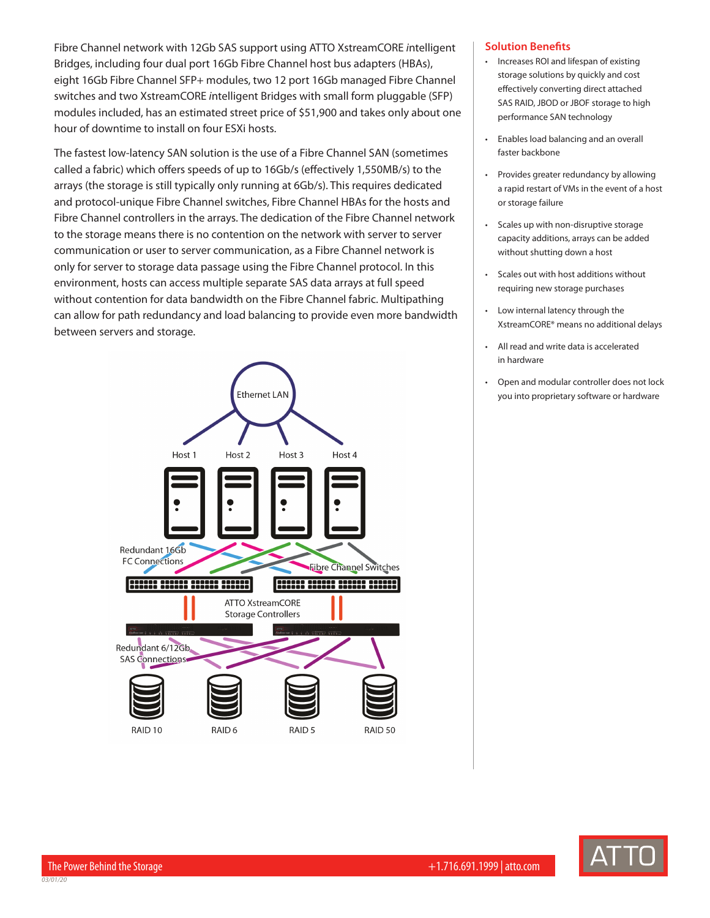Fibre Channel network with 12Gb SAS support using ATTO XstreamCORE *i*ntelligent Bridges, including four dual port 16Gb Fibre Channel host bus adapters (HBAs), eight 16Gb Fibre Channel SFP+ modules, two 12 port 16Gb managed Fibre Channel switches and two XstreamCORE *i*ntelligent Bridges with small form pluggable (SFP) modules included, has an estimated street price of $51,900 and takes only about one hour of downtime to install on four ESXi hosts.

The fastest low-latency SAN solution is the use of a Fibre Channel SAN (sometimes called a fabric) which offers speeds of up to 16Gb/s (effectively 1,550MB/s) to the arrays (the storage is still typically only running at 6Gb/s). This requires dedicated and protocol-unique Fibre Channel switches, Fibre Channel HBAs for the hosts and Fibre Channel controllers in the arrays. The dedication of the Fibre Channel network to the storage means there is no contention on the network with server to server communication or user to server communication, as a Fibre Channel network is only for server to storage data passage using the Fibre Channel protocol. In this environment, hosts can access multiple separate SAS data arrays at full speed without contention for data bandwidth on the Fibre Channel fabric. Multipathing can allow for path redundancy and load balancing to provide even more bandwidth between servers and storage.

Ethernet LAN

Host 1
Host 2
Host 3
Host 4

Redundant 16Gb FC Connections

Fibre Channel Switches

ATTO XstreamCORE Storage Controllers

Redundant 6/12Gb SAS Connections

RAID 10
RAID 6
RAID 5
RAID 50

## Solution Benefits

- Increases ROI and lifespan of existing storage solutions by quickly and cost effectively converting direct attached SAS RAID, JBOD or JBOF storage to high performance SAN technology
- Enables load balancing and an overall faster backbone
- Provides greater redundancy by allowing a rapid restart of VMs in the event of a host or storage failure
- Scales up with non-disruptive storage capacity additions, arrays can be added without shutting down a host
- Scales out with host additions without requiring new storage purchases
- Low internal latency through the XstreamCORE® means no additional delays
- All read and write data is accelerated in hardware
- Open and modular controller does not lock you into proprietary software or hardware

The Power Behind the Storage

+1.716.691.1999 | atto.com

03/01/20